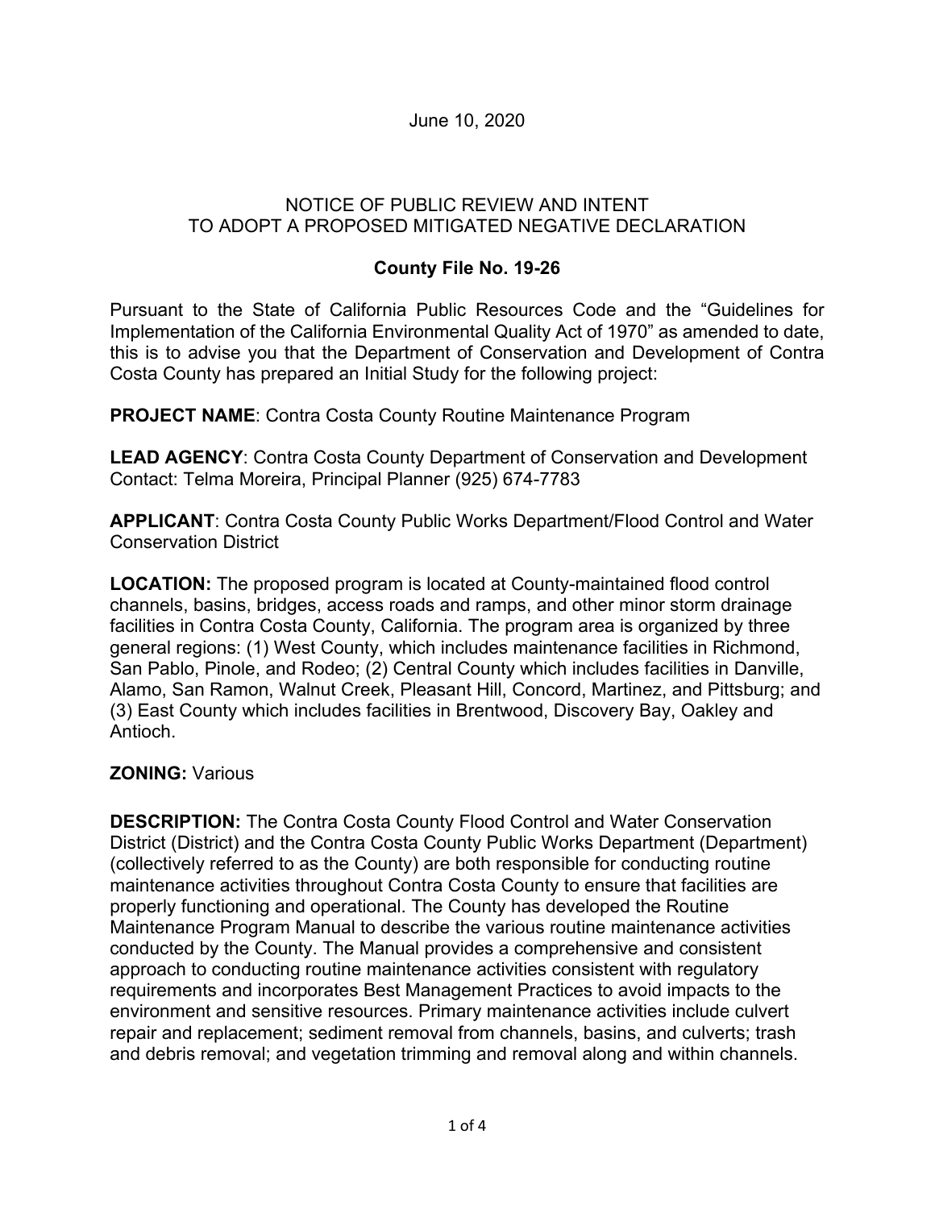June 10, 2020

NOTICE OF PUBLIC REVIEW AND INTENT
TO ADOPT A PROPOSED MITIGATED NEGATIVE DECLARATION

**County File No. 19-26**

Pursuant to the State of California Public Resources Code and the "Guidelines for Implementation of the California Environmental Quality Act of 1970" as amended to date, this is to advise you that the Department of Conservation and Development of Contra Costa County has prepared an Initial Study for the following project:

**PROJECT NAME**: Contra Costa County Routine Maintenance Program

**LEAD AGENCY**: Contra Costa County Department of Conservation and Development
Contact: Telma Moreira, Principal Planner (925) 674-7783

**APPLICANT**: Contra Costa County Public Works Department/Flood Control and Water Conservation District

**LOCATION:** The proposed program is located at County-maintained flood control channels, basins, bridges, access roads and ramps, and other minor storm drainage facilities in Contra Costa County, California. The program area is organized by three general regions: (1) West County, which includes maintenance facilities in Richmond, San Pablo, Pinole, and Rodeo; (2) Central County which includes facilities in Danville, Alamo, San Ramon, Walnut Creek, Pleasant Hill, Concord, Martinez, and Pittsburg; and (3) East County which includes facilities in Brentwood, Discovery Bay, Oakley and Antioch.

**ZONING:** Various

**DESCRIPTION:** The Contra Costa County Flood Control and Water Conservation District (District) and the Contra Costa County Public Works Department (Department) (collectively referred to as the County) are both responsible for conducting routine maintenance activities throughout Contra Costa County to ensure that facilities are properly functioning and operational. The County has developed the Routine Maintenance Program Manual to describe the various routine maintenance activities conducted by the County. The Manual provides a comprehensive and consistent approach to conducting routine maintenance activities consistent with regulatory requirements and incorporates Best Management Practices to avoid impacts to the environment and sensitive resources. Primary maintenance activities include culvert repair and replacement; sediment removal from channels, basins, and culverts; trash and debris removal; and vegetation trimming and removal along and within channels.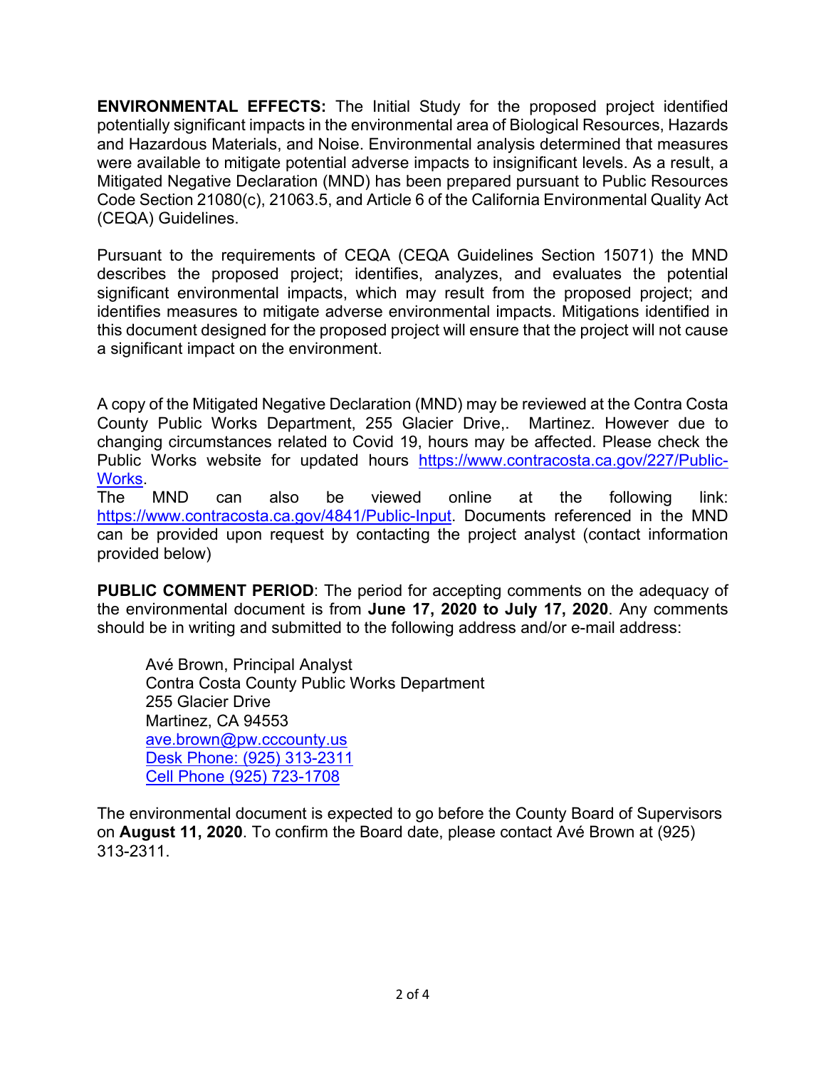**ENVIRONMENTAL EFFECTS:** The Initial Study for the proposed project identified potentially significant impacts in the environmental area of Biological Resources, Hazards and Hazardous Materials, and Noise. Environmental analysis determined that measures were available to mitigate potential adverse impacts to insignificant levels. As a result, a Mitigated Negative Declaration (MND) has been prepared pursuant to Public Resources Code Section 21080(c), 21063.5, and Article 6 of the California Environmental Quality Act (CEQA) Guidelines.

Pursuant to the requirements of CEQA (CEQA Guidelines Section 15071) the MND describes the proposed project; identifies, analyzes, and evaluates the potential significant environmental impacts, which may result from the proposed project; and identifies measures to mitigate adverse environmental impacts. Mitigations identified in this document designed for the proposed project will ensure that the project will not cause a significant impact on the environment.

A copy of the Mitigated Negative Declaration (MND) may be reviewed at the Contra Costa County Public Works Department, 255 Glacier Drive,. Martinez. However due to changing circumstances related to Covid 19, hours may be affected. Please check the Public Works website for updated hours https://www.contracosta.ca.gov/227/Public-Works.

The MND can also be viewed online at the following link: https://www.contracosta.ca.gov/4841/Public-Input. Documents referenced in the MND can be provided upon request by contacting the project analyst (contact information provided below)

**PUBLIC COMMENT PERIOD**: The period for accepting comments on the adequacy of the environmental document is from **June 17, 2020 to July 17, 2020**. Any comments should be in writing and submitted to the following address and/or e-mail address:

Avé Brown, Principal Analyst
Contra Costa County Public Works Department
255 Glacier Drive
Martinez, CA 94553
ave.brown@pw.cccounty.us
Desk Phone: (925) 313-2311
Cell Phone (925) 723-1708

The environmental document is expected to go before the County Board of Supervisors on **August 11, 2020**. To confirm the Board date, please contact Avé Brown at (925) 313-2311.